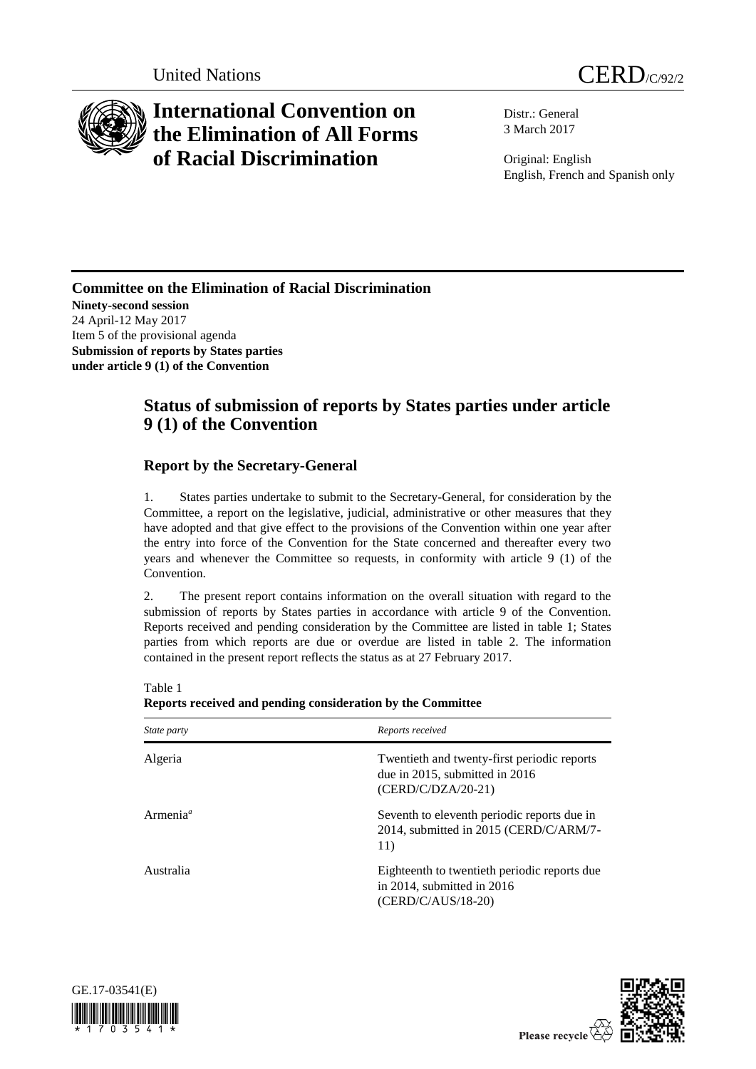United Nations CERD/C/92/2

# International Convention on the Elimination of All Forms of Racial Discrimination

Distr.: General
3 March 2017

Original: English
English, French and Spanish only

**Committee on the Elimination of Racial Discrimination**
**Ninety-second session**
24 April-12 May 2017
Item 5 of the provisional agenda
**Submission of reports by States parties under article 9 (1) of the Convention**

## Status of submission of reports by States parties under article 9 (1) of the Convention

### Report by the Secretary-General

1. States parties undertake to submit to the Secretary-General, for consideration by the Committee, a report on the legislative, judicial, administrative or other measures that they have adopted and that give effect to the provisions of the Convention within one year after the entry into force of the Convention for the State concerned and thereafter every two years and whenever the Committee so requests, in conformity with article 9 (1) of the Convention.

2. The present report contains information on the overall situation with regard to the submission of reports by States parties in accordance with article 9 of the Convention. Reports received and pending consideration by the Committee are listed in table 1; States parties from which reports are due or overdue are listed in table 2. The information contained in the present report reflects the status as at 27 February 2017.

Table 1
**Reports received and pending consideration by the Committee**

| *State party* | *Reports received* |
| --- | --- |
| Algeria | Twentieth and twenty-first periodic reports due in 2015, submitted in 2016 (CERD/C/DZA/20-21) |
| Armenia[a] | Seventh to eleventh periodic reports due in 2014, submitted in 2015 (CERD/C/ARM/7-11) |
| Australia | Eighteenth to twentieth periodic reports due in 2014, submitted in 2016 (CERD/C/AUS/18-20) |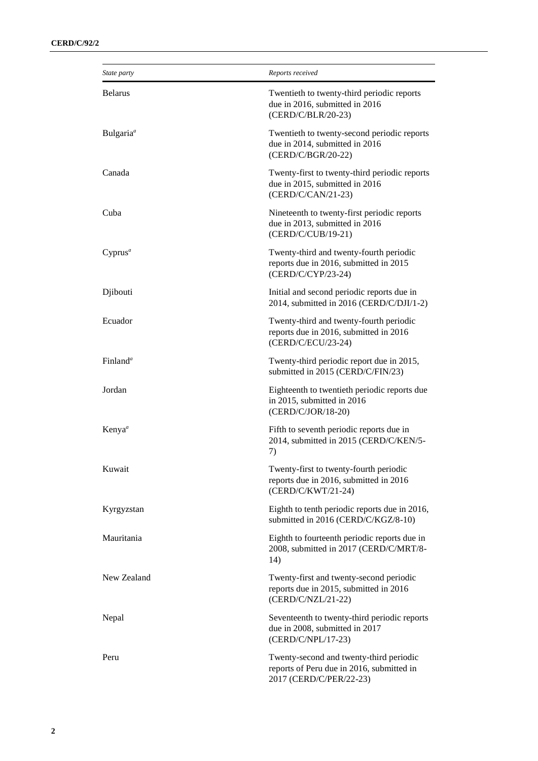| *State party* | *Reports received* |
|---|---|
| Belarus | Twentieth to twenty-third periodic reports due in 2016, submitted in 2016 (CERD/C/BLR/20-23) |
| Bulgaria[a] | Twentieth to twenty-second periodic reports due in 2014, submitted in 2016 (CERD/C/BGR/20-22) |
| Canada | Twenty-first to twenty-third periodic reports due in 2015, submitted in 2016 (CERD/C/CAN/21-23) |
| Cuba | Nineteenth to twenty-first periodic reports due in 2013, submitted in 2016 (CERD/C/CUB/19-21) |
| Cyprus[a] | Twenty-third and twenty-fourth periodic reports due in 2016, submitted in 2015 (CERD/C/CYP/23-24) |
| Djibouti | Initial and second periodic reports due in 2014, submitted in 2016 (CERD/C/DJI/1-2) |
| Ecuador | Twenty-third and twenty-fourth periodic reports due in 2016, submitted in 2016 (CERD/C/ECU/23-24) |
| Finland[a] | Twenty-third periodic report due in 2015, submitted in 2015 (CERD/C/FIN/23) |
| Jordan | Eighteenth to twentieth periodic reports due in 2015, submitted in 2016 (CERD/C/JOR/18-20) |
| Kenya[a] | Fifth to seventh periodic reports due in 2014, submitted in 2015 (CERD/C/KEN/5-7) |
| Kuwait | Twenty-first to twenty-fourth periodic reports due in 2016, submitted in 2016 (CERD/C/KWT/21-24) |
| Kyrgyzstan | Eighth to tenth periodic reports due in 2016, submitted in 2016 (CERD/C/KGZ/8-10) |
| Mauritania | Eighth to fourteenth periodic reports due in 2008, submitted in 2017 (CERD/C/MRT/8-14) |
| New Zealand | Twenty-first and twenty-second periodic reports due in 2015, submitted in 2016 (CERD/C/NZL/21-22) |
| Nepal | Seventeenth to twenty-third periodic reports due in 2008, submitted in 2017 (CERD/C/NPL/17-23) |
| Peru | Twenty-second and twenty-third periodic reports of Peru due in 2016, submitted in 2017 (CERD/C/PER/22-23) |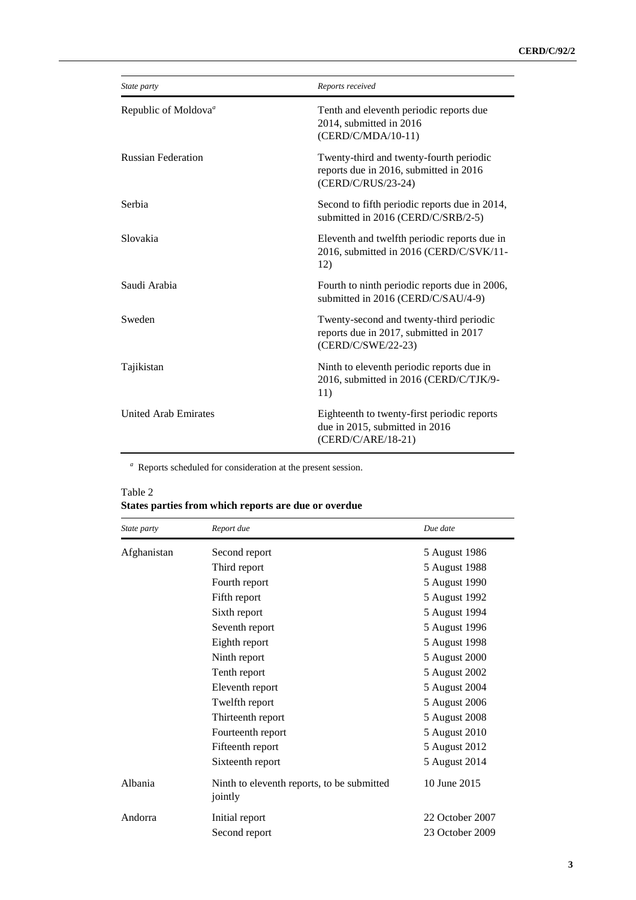| State party | Reports received |
|---|---|
| Republic of Moldova[a] | Tenth and eleventh periodic reports due 2014, submitted in 2016 (CERD/C/MDA/10-11) |
| Russian Federation | Twenty-third and twenty-fourth periodic reports due in 2016, submitted in 2016 (CERD/C/RUS/23-24) |
| Serbia | Second to fifth periodic reports due in 2014, submitted in 2016 (CERD/C/SRB/2-5) |
| Slovakia | Eleventh and twelfth periodic reports due in 2016, submitted in 2016 (CERD/C/SVK/11-12) |
| Saudi Arabia | Fourth to ninth periodic reports due in 2006, submitted in 2016 (CERD/C/SAU/4-9) |
| Sweden | Twenty-second and twenty-third periodic reports due in 2017, submitted in 2017 (CERD/C/SWE/22-23) |
| Tajikistan | Ninth to eleventh periodic reports due in 2016, submitted in 2016 (CERD/C/TJK/9-11) |
| United Arab Emirates | Eighteenth to twenty-first periodic reports due in 2015, submitted in 2016 (CERD/C/ARE/18-21) |

[a] Reports scheduled for consideration at the present session.

Table 2
**States parties from which reports are due or overdue**

| State party | Report due | Due date |
|---|---|---|
| Afghanistan | Second report | 5 August 1986 |
| | Third report | 5 August 1988 |
| | Fourth report | 5 August 1990 |
| | Fifth report | 5 August 1992 |
| | Sixth report | 5 August 1994 |
| | Seventh report | 5 August 1996 |
| | Eighth report | 5 August 1998 |
| | Ninth report | 5 August 2000 |
| | Tenth report | 5 August 2002 |
| | Eleventh report | 5 August 2004 |
| | Twelfth report | 5 August 2006 |
| | Thirteenth report | 5 August 2008 |
| | Fourteenth report | 5 August 2010 |
| | Fifteenth report | 5 August 2012 |
| | Sixteenth report | 5 August 2014 |
| Albania | Ninth to eleventh reports, to be submitted jointly | 10 June 2015 |
| Andorra | Initial report | 22 October 2007 |
| | Second report | 23 October 2009 |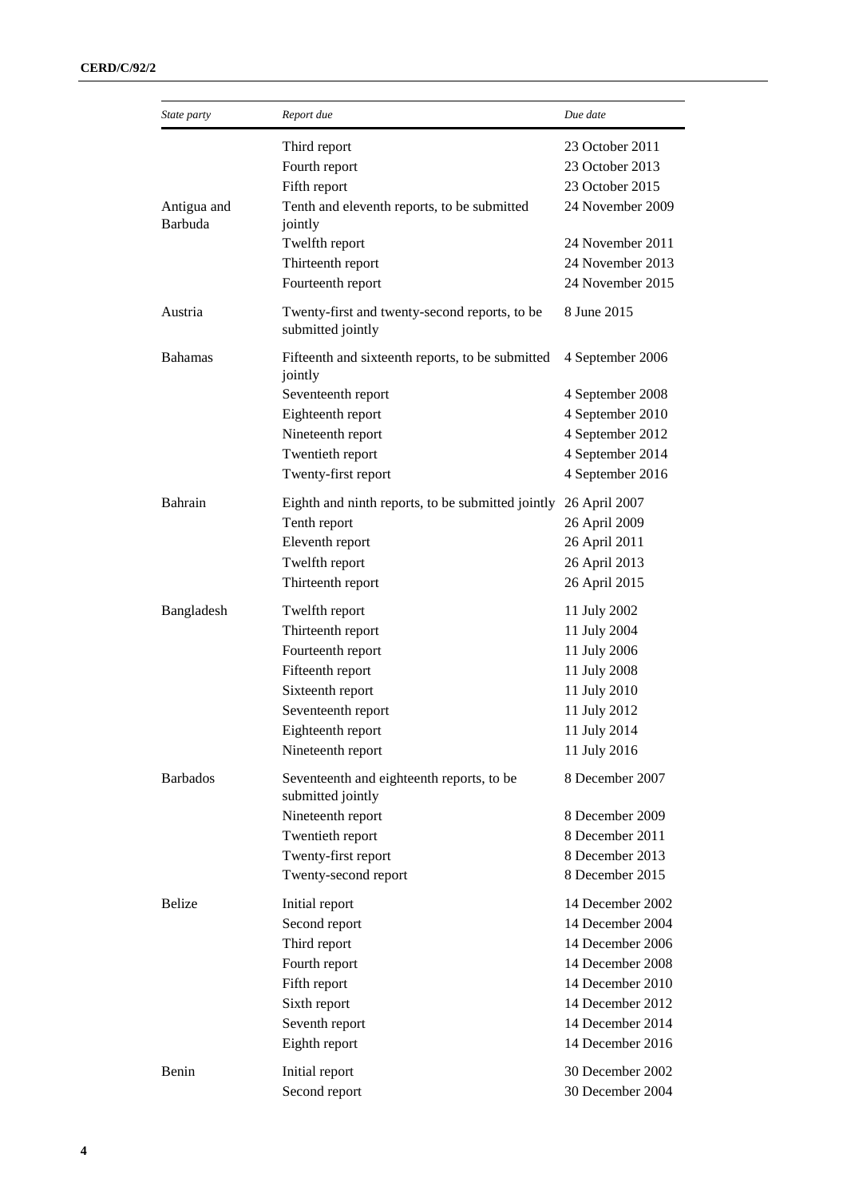| State party | Report due | Due date |
|---|---|---|
| | Third report | 23 October 2011 |
| | Fourth report | 23 October 2013 |
| | Fifth report | 23 October 2015 |
| Antigua and Barbuda | Tenth and eleventh reports, to be submitted jointly | 24 November 2009 |
| | Twelfth report | 24 November 2011 |
| | Thirteenth report | 24 November 2013 |
| | Fourteenth report | 24 November 2015 |
| Austria | Twenty-first and twenty-second reports, to be submitted jointly | 8 June 2015 |
| Bahamas | Fifteenth and sixteenth reports, to be submitted jointly | 4 September 2006 |
| | Seventeenth report | 4 September 2008 |
| | Eighteenth report | 4 September 2010 |
| | Nineteenth report | 4 September 2012 |
| | Twentieth report | 4 September 2014 |
| | Twenty-first report | 4 September 2016 |
| Bahrain | Eighth and ninth reports, to be submitted jointly | 26 April 2007 |
| | Tenth report | 26 April 2009 |
| | Eleventh report | 26 April 2011 |
| | Twelfth report | 26 April 2013 |
| | Thirteenth report | 26 April 2015 |
| Bangladesh | Twelfth report | 11 July 2002 |
| | Thirteenth report | 11 July 2004 |
| | Fourteenth report | 11 July 2006 |
| | Fifteenth report | 11 July 2008 |
| | Sixteenth report | 11 July 2010 |
| | Seventeenth report | 11 July 2012 |
| | Eighteenth report | 11 July 2014 |
| | Nineteenth report | 11 July 2016 |
| Barbados | Seventeenth and eighteenth reports, to be submitted jointly | 8 December 2007 |
| | Nineteenth report | 8 December 2009 |
| | Twentieth report | 8 December 2011 |
| | Twenty-first report | 8 December 2013 |
| | Twenty-second report | 8 December 2015 |
| Belize | Initial report | 14 December 2002 |
| | Second report | 14 December 2004 |
| | Third report | 14 December 2006 |
| | Fourth report | 14 December 2008 |
| | Fifth report | 14 December 2010 |
| | Sixth report | 14 December 2012 |
| | Seventh report | 14 December 2014 |
| | Eighth report | 14 December 2016 |
| Benin | Initial report | 30 December 2002 |
| | Second report | 30 December 2004 |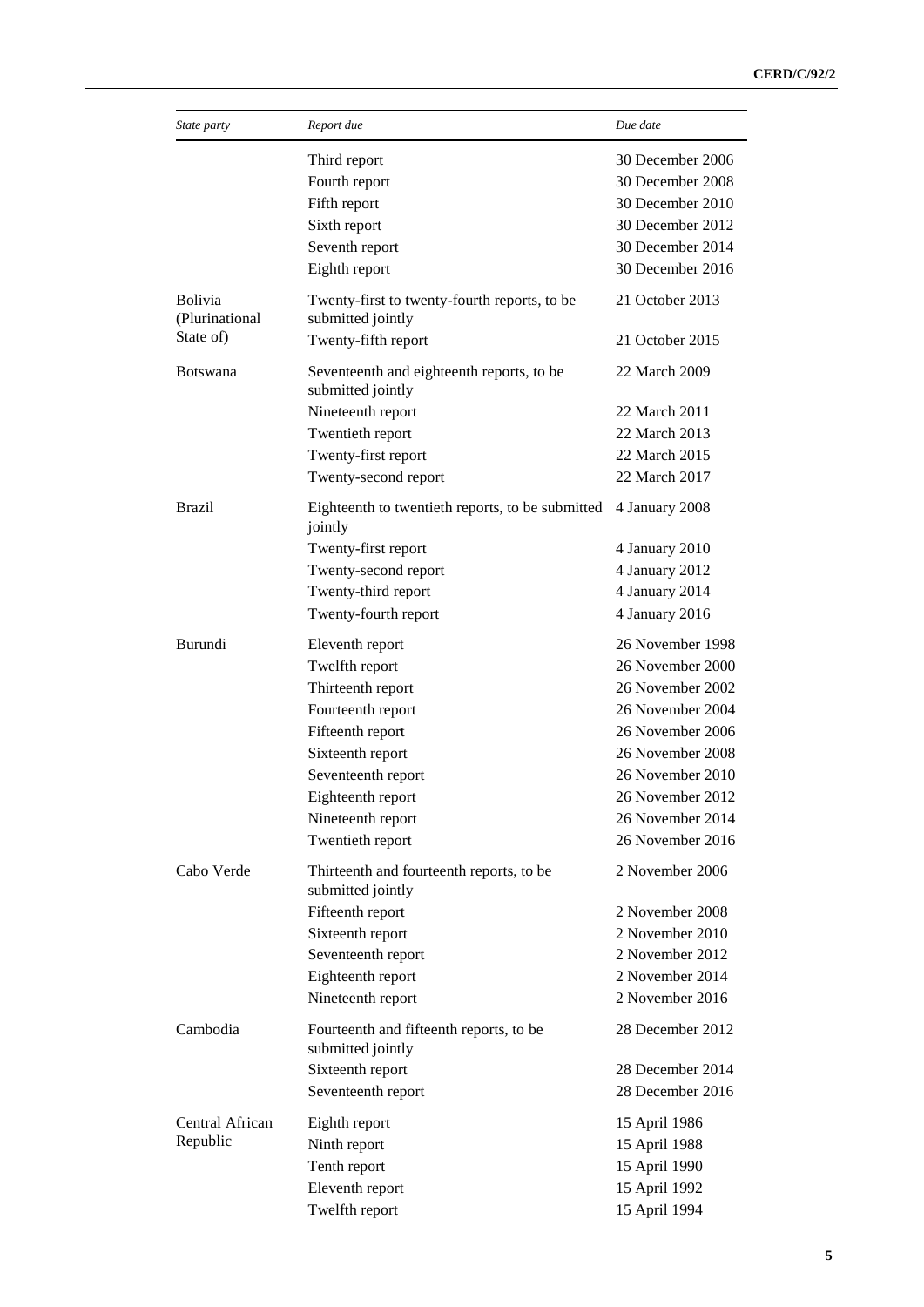| State party | Report due | Due date |
|---|---|---|
| | Third report | 30 December 2006 |
| | Fourth report | 30 December 2008 |
| | Fifth report | 30 December 2010 |
| | Sixth report | 30 December 2012 |
| | Seventh report | 30 December 2014 |
| | Eighth report | 30 December 2016 |
| Bolivia (Plurinational State of) | Twenty-first to twenty-fourth reports, to be submitted jointly | 21 October 2013 |
| | Twenty-fifth report | 21 October 2015 |
| Botswana | Seventeenth and eighteenth reports, to be submitted jointly | 22 March 2009 |
| | Nineteenth report | 22 March 2011 |
| | Twentieth report | 22 March 2013 |
| | Twenty-first report | 22 March 2015 |
| | Twenty-second report | 22 March 2017 |
| Brazil | Eighteenth to twentieth reports, to be submitted jointly | 4 January 2008 |
| | Twenty-first report | 4 January 2010 |
| | Twenty-second report | 4 January 2012 |
| | Twenty-third report | 4 January 2014 |
| | Twenty-fourth report | 4 January 2016 |
| Burundi | Eleventh report | 26 November 1998 |
| | Twelfth report | 26 November 2000 |
| | Thirteenth report | 26 November 2002 |
| | Fourteenth report | 26 November 2004 |
| | Fifteenth report | 26 November 2006 |
| | Sixteenth report | 26 November 2008 |
| | Seventeenth report | 26 November 2010 |
| | Eighteenth report | 26 November 2012 |
| | Nineteenth report | 26 November 2014 |
| | Twentieth report | 26 November 2016 |
| Cabo Verde | Thirteenth and fourteenth reports, to be submitted jointly | 2 November 2006 |
| | Fifteenth report | 2 November 2008 |
| | Sixteenth report | 2 November 2010 |
| | Seventeenth report | 2 November 2012 |
| | Eighteenth report | 2 November 2014 |
| | Nineteenth report | 2 November 2016 |
| Cambodia | Fourteenth and fifteenth reports, to be submitted jointly | 28 December 2012 |
| | Sixteenth report | 28 December 2014 |
| | Seventeenth report | 28 December 2016 |
| Central African Republic | Eighth report | 15 April 1986 |
| | Ninth report | 15 April 1988 |
| | Tenth report | 15 April 1990 |
| | Eleventh report | 15 April 1992 |
| | Twelfth report | 15 April 1994 |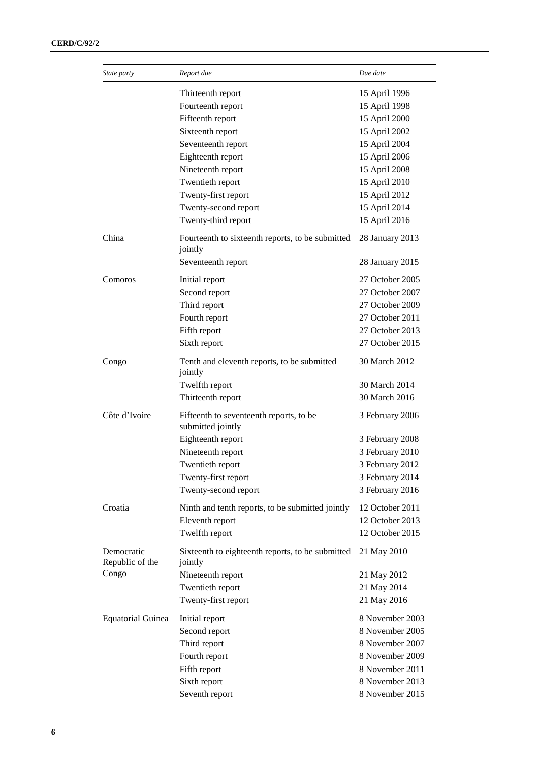| State party | Report due | Due date |
|---|---|---|
| | Thirteenth report | 15 April 1996 |
| | Fourteenth report | 15 April 1998 |
| | Fifteenth report | 15 April 2000 |
| | Sixteenth report | 15 April 2002 |
| | Seventeenth report | 15 April 2004 |
| | Eighteenth report | 15 April 2006 |
| | Nineteenth report | 15 April 2008 |
| | Twentieth report | 15 April 2010 |
| | Twenty-first report | 15 April 2012 |
| | Twenty-second report | 15 April 2014 |
| | Twenty-third report | 15 April 2016 |
| China | Fourteenth to sixteenth reports, to be submitted jointly | 28 January 2013 |
| | Seventeenth report | 28 January 2015 |
| Comoros | Initial report | 27 October 2005 |
| | Second report | 27 October 2007 |
| | Third report | 27 October 2009 |
| | Fourth report | 27 October 2011 |
| | Fifth report | 27 October 2013 |
| | Sixth report | 27 October 2015 |
| Congo | Tenth and eleventh reports, to be submitted jointly | 30 March 2012 |
| | Twelfth report | 30 March 2014 |
| | Thirteenth report | 30 March 2016 |
| Côte d'Ivoire | Fifteenth to seventeenth reports, to be submitted jointly | 3 February 2006 |
| | Eighteenth report | 3 February 2008 |
| | Nineteenth report | 3 February 2010 |
| | Twentieth report | 3 February 2012 |
| | Twenty-first report | 3 February 2014 |
| | Twenty-second report | 3 February 2016 |
| Croatia | Ninth and tenth reports, to be submitted jointly | 12 October 2011 |
| | Eleventh report | 12 October 2013 |
| | Twelfth report | 12 October 2015 |
| Democratic Republic of the Congo | Sixteenth to eighteenth reports, to be submitted jointly | 21 May 2010 |
| | Nineteenth report | 21 May 2012 |
| | Twentieth report | 21 May 2014 |
| | Twenty-first report | 21 May 2016 |
| Equatorial Guinea | Initial report | 8 November 2003 |
| | Second report | 8 November 2005 |
| | Third report | 8 November 2007 |
| | Fourth report | 8 November 2009 |
| | Fifth report | 8 November 2011 |
| | Sixth report | 8 November 2013 |
| | Seventh report | 8 November 2015 |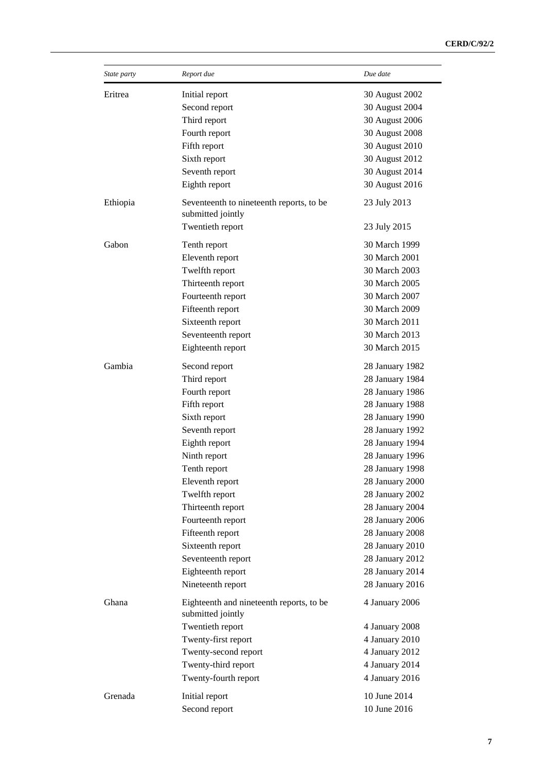| State party | Report due | Due date |
| --- | --- | --- |
| Eritrea | Initial report | 30 August 2002 |
| | Second report | 30 August 2004 |
| | Third report | 30 August 2006 |
| | Fourth report | 30 August 2008 |
| | Fifth report | 30 August 2010 |
| | Sixth report | 30 August 2012 |
| | Seventh report | 30 August 2014 |
| | Eighth report | 30 August 2016 |
| Ethiopia | Seventeenth to nineteenth reports, to be submitted jointly | 23 July 2013 |
| | Twentieth report | 23 July 2015 |
| Gabon | Tenth report | 30 March 1999 |
| | Eleventh report | 30 March 2001 |
| | Twelfth report | 30 March 2003 |
| | Thirteenth report | 30 March 2005 |
| | Fourteenth report | 30 March 2007 |
| | Fifteenth report | 30 March 2009 |
| | Sixteenth report | 30 March 2011 |
| | Seventeenth report | 30 March 2013 |
| | Eighteenth report | 30 March 2015 |
| Gambia | Second report | 28 January 1982 |
| | Third report | 28 January 1984 |
| | Fourth report | 28 January 1986 |
| | Fifth report | 28 January 1988 |
| | Sixth report | 28 January 1990 |
| | Seventh report | 28 January 1992 |
| | Eighth report | 28 January 1994 |
| | Ninth report | 28 January 1996 |
| | Tenth report | 28 January 1998 |
| | Eleventh report | 28 January 2000 |
| | Twelfth report | 28 January 2002 |
| | Thirteenth report | 28 January 2004 |
| | Fourteenth report | 28 January 2006 |
| | Fifteenth report | 28 January 2008 |
| | Sixteenth report | 28 January 2010 |
| | Seventeenth report | 28 January 2012 |
| | Eighteenth report | 28 January 2014 |
| | Nineteenth report | 28 January 2016 |
| Ghana | Eighteenth and nineteenth reports, to be submitted jointly | 4 January 2006 |
| | Twentieth report | 4 January 2008 |
| | Twenty-first report | 4 January 2010 |
| | Twenty-second report | 4 January 2012 |
| | Twenty-third report | 4 January 2014 |
| | Twenty-fourth report | 4 January 2016 |
| Grenada | Initial report | 10 June 2014 |
| | Second report | 10 June 2016 |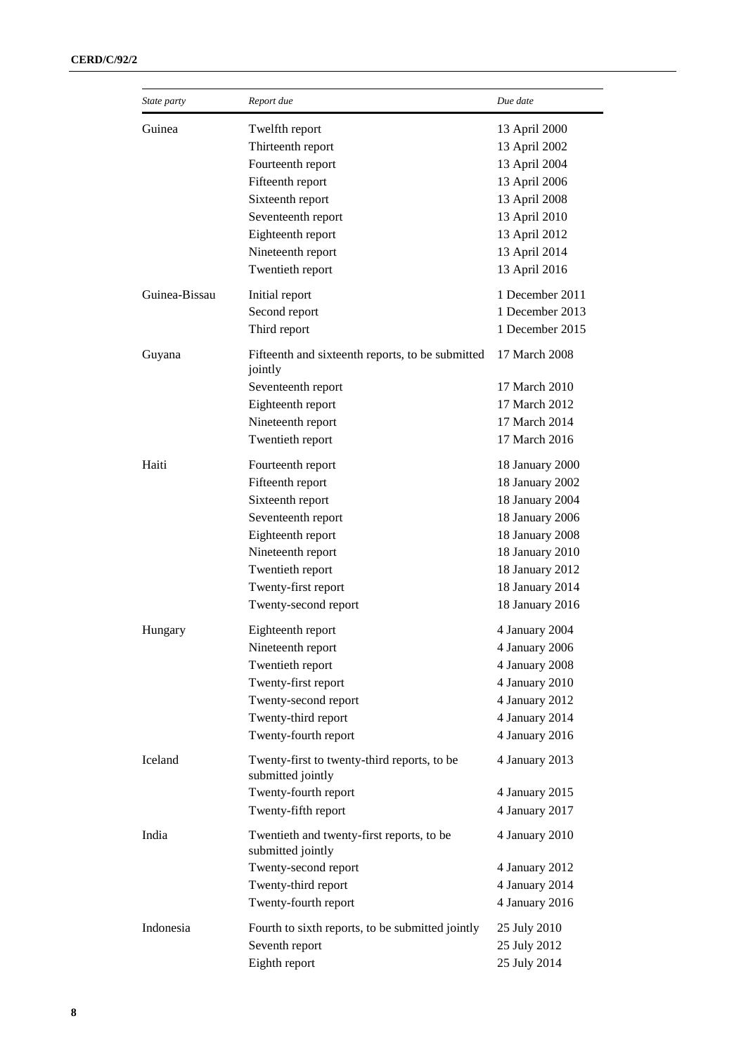| State party | Report due | Due date |
| --- | --- | --- |
| Guinea | Twelfth report | 13 April 2000 |
| | Thirteenth report | 13 April 2002 |
| | Fourteenth report | 13 April 2004 |
| | Fifteenth report | 13 April 2006 |
| | Sixteenth report | 13 April 2008 |
| | Seventeenth report | 13 April 2010 |
| | Eighteenth report | 13 April 2012 |
| | Nineteenth report | 13 April 2014 |
| | Twentieth report | 13 April 2016 |
| Guinea-Bissau | Initial report | 1 December 2011 |
| | Second report | 1 December 2013 |
| | Third report | 1 December 2015 |
| Guyana | Fifteenth and sixteenth reports, to be submitted jointly | 17 March 2008 |
| | Seventeenth report | 17 March 2010 |
| | Eighteenth report | 17 March 2012 |
| | Nineteenth report | 17 March 2014 |
| | Twentieth report | 17 March 2016 |
| Haiti | Fourteenth report | 18 January 2000 |
| | Fifteenth report | 18 January 2002 |
| | Sixteenth report | 18 January 2004 |
| | Seventeenth report | 18 January 2006 |
| | Eighteenth report | 18 January 2008 |
| | Nineteenth report | 18 January 2010 |
| | Twentieth report | 18 January 2012 |
| | Twenty-first report | 18 January 2014 |
| | Twenty-second report | 18 January 2016 |
| Hungary | Eighteenth report | 4 January 2004 |
| | Nineteenth report | 4 January 2006 |
| | Twentieth report | 4 January 2008 |
| | Twenty-first report | 4 January 2010 |
| | Twenty-second report | 4 January 2012 |
| | Twenty-third report | 4 January 2014 |
| | Twenty-fourth report | 4 January 2016 |
| Iceland | Twenty-first to twenty-third reports, to be submitted jointly | 4 January 2013 |
| | Twenty-fourth report | 4 January 2015 |
| | Twenty-fifth report | 4 January 2017 |
| India | Twentieth and twenty-first reports, to be submitted jointly | 4 January 2010 |
| | Twenty-second report | 4 January 2012 |
| | Twenty-third report | 4 January 2014 |
| | Twenty-fourth report | 4 January 2016 |
| Indonesia | Fourth to sixth reports, to be submitted jointly | 25 July 2010 |
| | Seventh report | 25 July 2012 |
| | Eighth report | 25 July 2014 |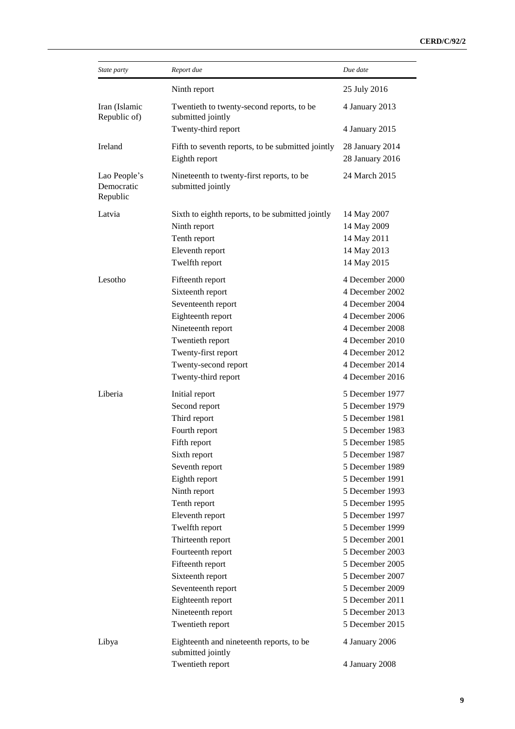| State party | Report due | Due date |
|---|---|---|
| | Ninth report | 25 July 2016 |
| Iran (Islamic Republic of) | Twentieth to twenty-second reports, to be submitted jointly | 4 January 2013 |
| | Twenty-third report | 4 January 2015 |
| Ireland | Fifth to seventh reports, to be submitted jointly | 28 January 2014 |
| | Eighth report | 28 January 2016 |
| Lao People's Democratic Republic | Nineteenth to twenty-first reports, to be submitted jointly | 24 March 2015 |
| Latvia | Sixth to eighth reports, to be submitted jointly | 14 May 2007 |
| | Ninth report | 14 May 2009 |
| | Tenth report | 14 May 2011 |
| | Eleventh report | 14 May 2013 |
| | Twelfth report | 14 May 2015 |
| Lesotho | Fifteenth report | 4 December 2000 |
| | Sixteenth report | 4 December 2002 |
| | Seventeenth report | 4 December 2004 |
| | Eighteenth report | 4 December 2006 |
| | Nineteenth report | 4 December 2008 |
| | Twentieth report | 4 December 2010 |
| | Twenty-first report | 4 December 2012 |
| | Twenty-second report | 4 December 2014 |
| | Twenty-third report | 4 December 2016 |
| Liberia | Initial report | 5 December 1977 |
| | Second report | 5 December 1979 |
| | Third report | 5 December 1981 |
| | Fourth report | 5 December 1983 |
| | Fifth report | 5 December 1985 |
| | Sixth report | 5 December 1987 |
| | Seventh report | 5 December 1989 |
| | Eighth report | 5 December 1991 |
| | Ninth report | 5 December 1993 |
| | Tenth report | 5 December 1995 |
| | Eleventh report | 5 December 1997 |
| | Twelfth report | 5 December 1999 |
| | Thirteenth report | 5 December 2001 |
| | Fourteenth report | 5 December 2003 |
| | Fifteenth report | 5 December 2005 |
| | Sixteenth report | 5 December 2007 |
| | Seventeenth report | 5 December 2009 |
| | Eighteenth report | 5 December 2011 |
| | Nineteenth report | 5 December 2013 |
| | Twentieth report | 5 December 2015 |
| Libya | Eighteenth and nineteenth reports, to be submitted jointly | 4 January 2006 |
| | Twentieth report | 4 January 2008 |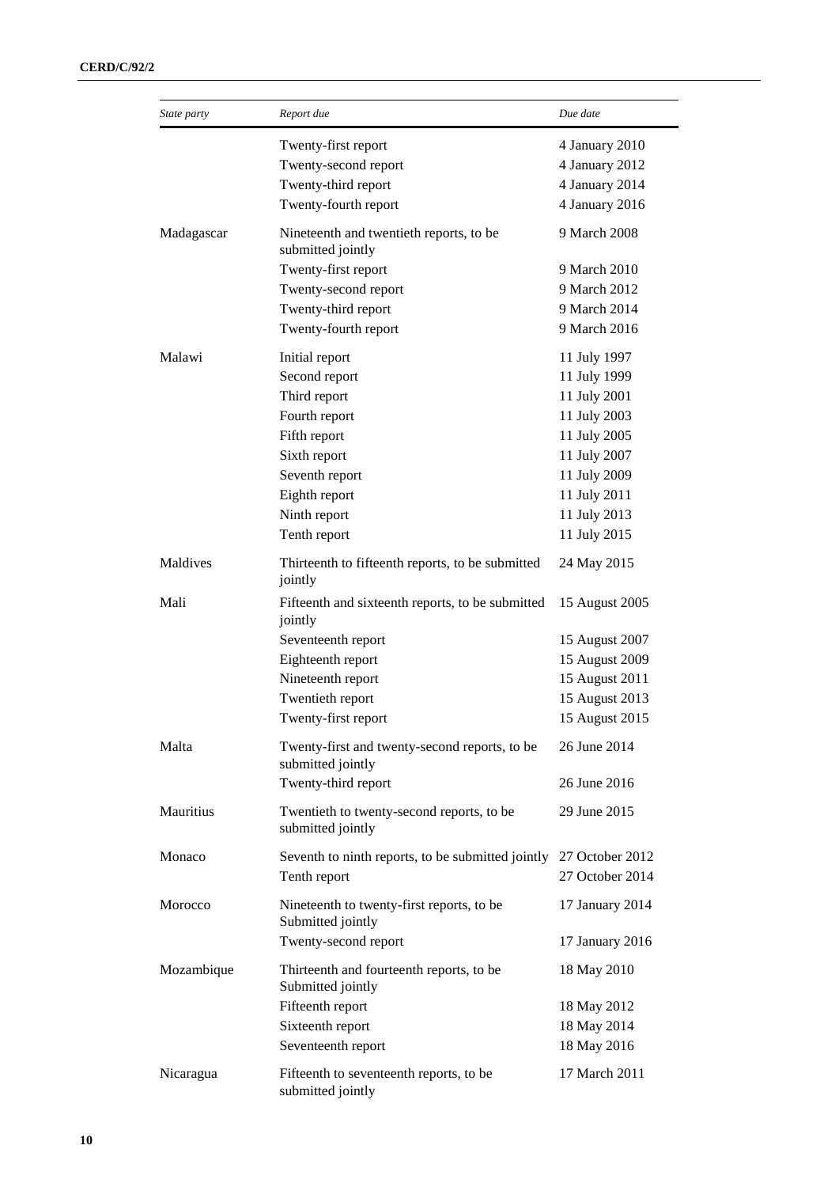| *State party* | *Report due* | *Due date* |
|---|---|---|
| | Twenty-first report | 4 January 2010 |
| | Twenty-second report | 4 January 2012 |
| | Twenty-third report | 4 January 2014 |
| | Twenty-fourth report | 4 January 2016 |
| Madagascar | Nineteenth and twentieth reports, to be submitted jointly | 9 March 2008 |
| | Twenty-first report | 9 March 2010 |
| | Twenty-second report | 9 March 2012 |
| | Twenty-third report | 9 March 2014 |
| | Twenty-fourth report | 9 March 2016 |
| Malawi | Initial report | 11 July 1997 |
| | Second report | 11 July 1999 |
| | Third report | 11 July 2001 |
| | Fourth report | 11 July 2003 |
| | Fifth report | 11 July 2005 |
| | Sixth report | 11 July 2007 |
| | Seventh report | 11 July 2009 |
| | Eighth report | 11 July 2011 |
| | Ninth report | 11 July 2013 |
| | Tenth report | 11 July 2015 |
| Maldives | Thirteenth to fifteenth reports, to be submitted jointly | 24 May 2015 |
| Mali | Fifteenth and sixteenth reports, to be submitted jointly | 15 August 2005 |
| | Seventeenth report | 15 August 2007 |
| | Eighteenth report | 15 August 2009 |
| | Nineteenth report | 15 August 2011 |
| | Twentieth report | 15 August 2013 |
| | Twenty-first report | 15 August 2015 |
| Malta | Twenty-first and twenty-second reports, to be submitted jointly | 26 June 2014 |
| | Twenty-third report | 26 June 2016 |
| Mauritius | Twentieth to twenty-second reports, to be submitted jointly | 29 June 2015 |
| Monaco | Seventh to ninth reports, to be submitted jointly | 27 October 2012 |
| | Tenth report | 27 October 2014 |
| Morocco | Nineteenth to twenty-first reports, to be Submitted jointly | 17 January 2014 |
| | Twenty-second report | 17 January 2016 |
| Mozambique | Thirteenth and fourteenth reports, to be Submitted jointly | 18 May 2010 |
| | Fifteenth report | 18 May 2012 |
| | Sixteenth report | 18 May 2014 |
| | Seventeenth report | 18 May 2016 |
| Nicaragua | Fifteenth to seventeenth reports, to be submitted jointly | 17 March 2011 |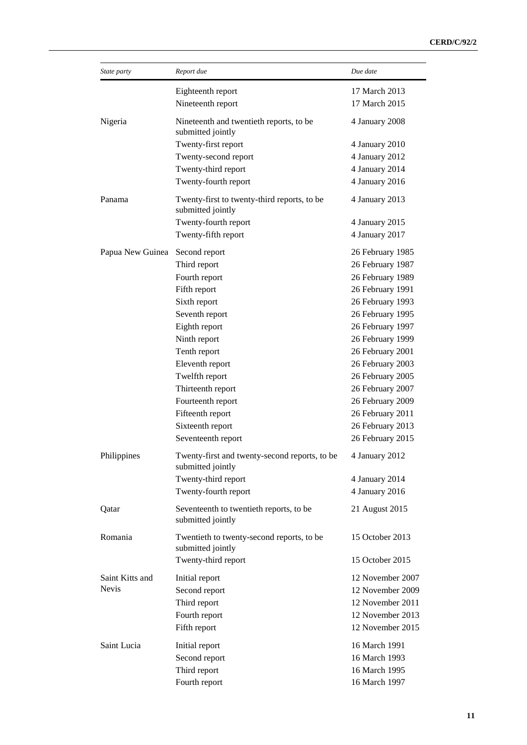| State party | Report due | Due date |
| --- | --- | --- |
| | Eighteenth report | 17 March 2013 |
| | Nineteenth report | 17 March 2015 |
| Nigeria | Nineteenth and twentieth reports, to be submitted jointly | 4 January 2008 |
| | Twenty-first report | 4 January 2010 |
| | Twenty-second report | 4 January 2012 |
| | Twenty-third report | 4 January 2014 |
| | Twenty-fourth report | 4 January 2016 |
| Panama | Twenty-first to twenty-third reports, to be submitted jointly | 4 January 2013 |
| | Twenty-fourth report | 4 January 2015 |
| | Twenty-fifth report | 4 January 2017 |
| Papua New Guinea | Second report | 26 February 1985 |
| | Third report | 26 February 1987 |
| | Fourth report | 26 February 1989 |
| | Fifth report | 26 February 1991 |
| | Sixth report | 26 February 1993 |
| | Seventh report | 26 February 1995 |
| | Eighth report | 26 February 1997 |
| | Ninth report | 26 February 1999 |
| | Tenth report | 26 February 2001 |
| | Eleventh report | 26 February 2003 |
| | Twelfth report | 26 February 2005 |
| | Thirteenth report | 26 February 2007 |
| | Fourteenth report | 26 February 2009 |
| | Fifteenth report | 26 February 2011 |
| | Sixteenth report | 26 February 2013 |
| | Seventeenth report | 26 February 2015 |
| Philippines | Twenty-first and twenty-second reports, to be submitted jointly | 4 January 2012 |
| | Twenty-third report | 4 January 2014 |
| | Twenty-fourth report | 4 January 2016 |
| Qatar | Seventeenth to twentieth reports, to be submitted jointly | 21 August 2015 |
| Romania | Twentieth to twenty-second reports, to be submitted jointly | 15 October 2013 |
| | Twenty-third report | 15 October 2015 |
| Saint Kitts and Nevis | Initial report | 12 November 2007 |
| | Second report | 12 November 2009 |
| | Third report | 12 November 2011 |
| | Fourth report | 12 November 2013 |
| | Fifth report | 12 November 2015 |
| Saint Lucia | Initial report | 16 March 1991 |
| | Second report | 16 March 1993 |
| | Third report | 16 March 1995 |
| | Fourth report | 16 March 1997 |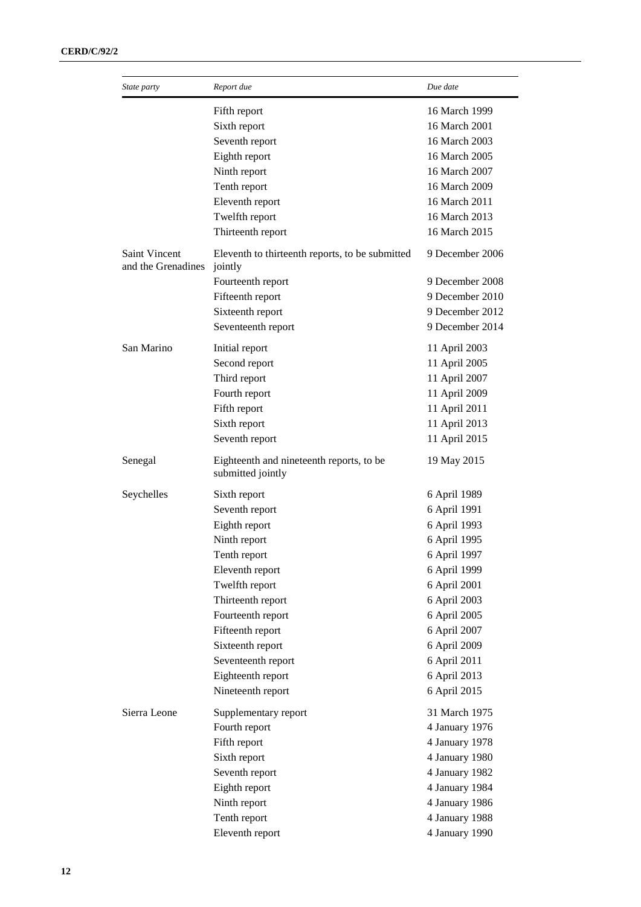| *State party* | *Report due* | *Due date* |
|---|---|---|
| | Fifth report | 16 March 1999 |
| | Sixth report | 16 March 2001 |
| | Seventh report | 16 March 2003 |
| | Eighth report | 16 March 2005 |
| | Ninth report | 16 March 2007 |
| | Tenth report | 16 March 2009 |
| | Eleventh report | 16 March 2011 |
| | Twelfth report | 16 March 2013 |
| | Thirteenth report | 16 March 2015 |
| Saint Vincent and the Grenadines | Eleventh to thirteenth reports, to be submitted jointly | 9 December 2006 |
| | Fourteenth report | 9 December 2008 |
| | Fifteenth report | 9 December 2010 |
| | Sixteenth report | 9 December 2012 |
| | Seventeenth report | 9 December 2014 |
| San Marino | Initial report | 11 April 2003 |
| | Second report | 11 April 2005 |
| | Third report | 11 April 2007 |
| | Fourth report | 11 April 2009 |
| | Fifth report | 11 April 2011 |
| | Sixth report | 11 April 2013 |
| | Seventh report | 11 April 2015 |
| Senegal | Eighteenth and nineteenth reports, to be submitted jointly | 19 May 2015 |
| Seychelles | Sixth report | 6 April 1989 |
| | Seventh report | 6 April 1991 |
| | Eighth report | 6 April 1993 |
| | Ninth report | 6 April 1995 |
| | Tenth report | 6 April 1997 |
| | Eleventh report | 6 April 1999 |
| | Twelfth report | 6 April 2001 |
| | Thirteenth report | 6 April 2003 |
| | Fourteenth report | 6 April 2005 |
| | Fifteenth report | 6 April 2007 |
| | Sixteenth report | 6 April 2009 |
| | Seventeenth report | 6 April 2011 |
| | Eighteenth report | 6 April 2013 |
| | Nineteenth report | 6 April 2015 |
| Sierra Leone | Supplementary report | 31 March 1975 |
| | Fourth report | 4 January 1976 |
| | Fifth report | 4 January 1978 |
| | Sixth report | 4 January 1980 |
| | Seventh report | 4 January 1982 |
| | Eighth report | 4 January 1984 |
| | Ninth report | 4 January 1986 |
| | Tenth report | 4 January 1988 |
| | Eleventh report | 4 January 1990 |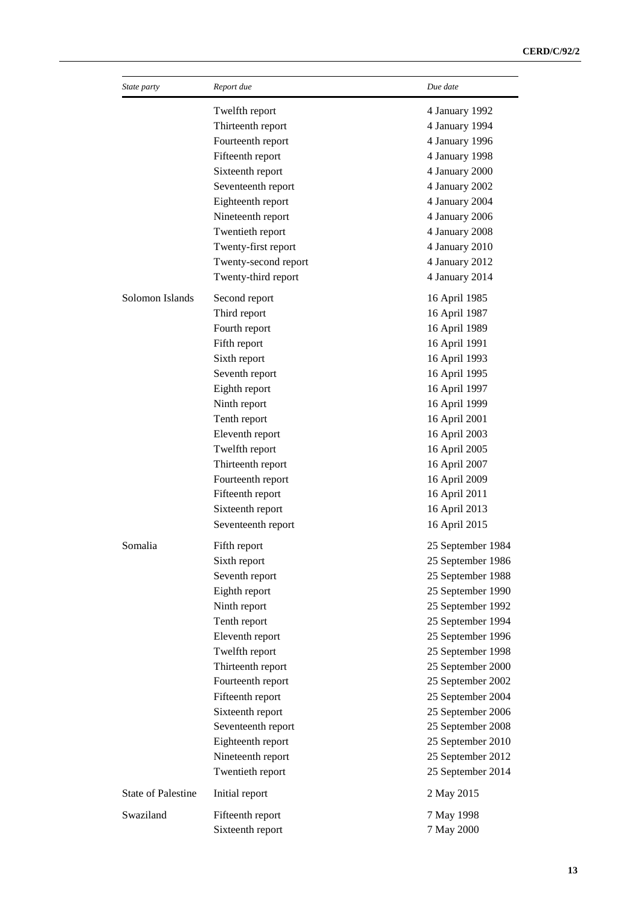| *State party* | *Report due* | *Due date* |
|---|---|---|
| | Twelfth report | 4 January 1992 |
| | Thirteenth report | 4 January 1994 |
| | Fourteenth report | 4 January 1996 |
| | Fifteenth report | 4 January 1998 |
| | Sixteenth report | 4 January 2000 |
| | Seventeenth report | 4 January 2002 |
| | Eighteenth report | 4 January 2004 |
| | Nineteenth report | 4 January 2006 |
| | Twentieth report | 4 January 2008 |
| | Twenty-first report | 4 January 2010 |
| | Twenty-second report | 4 January 2012 |
| | Twenty-third report | 4 January 2014 |
| Solomon Islands | Second report | 16 April 1985 |
| | Third report | 16 April 1987 |
| | Fourth report | 16 April 1989 |
| | Fifth report | 16 April 1991 |
| | Sixth report | 16 April 1993 |
| | Seventh report | 16 April 1995 |
| | Eighth report | 16 April 1997 |
| | Ninth report | 16 April 1999 |
| | Tenth report | 16 April 2001 |
| | Eleventh report | 16 April 2003 |
| | Twelfth report | 16 April 2005 |
| | Thirteenth report | 16 April 2007 |
| | Fourteenth report | 16 April 2009 |
| | Fifteenth report | 16 April 2011 |
| | Sixteenth report | 16 April 2013 |
| | Seventeenth report | 16 April 2015 |
| Somalia | Fifth report | 25 September 1984 |
| | Sixth report | 25 September 1986 |
| | Seventh report | 25 September 1988 |
| | Eighth report | 25 September 1990 |
| | Ninth report | 25 September 1992 |
| | Tenth report | 25 September 1994 |
| | Eleventh report | 25 September 1996 |
| | Twelfth report | 25 September 1998 |
| | Thirteenth report | 25 September 2000 |
| | Fourteenth report | 25 September 2002 |
| | Fifteenth report | 25 September 2004 |
| | Sixteenth report | 25 September 2006 |
| | Seventeenth report | 25 September 2008 |
| | Eighteenth report | 25 September 2010 |
| | Nineteenth report | 25 September 2012 |
| | Twentieth report | 25 September 2014 |
| State of Palestine | Initial report | 2 May 2015 |
| Swaziland | Fifteenth report | 7 May 1998 |
| | Sixteenth report | 7 May 2000 |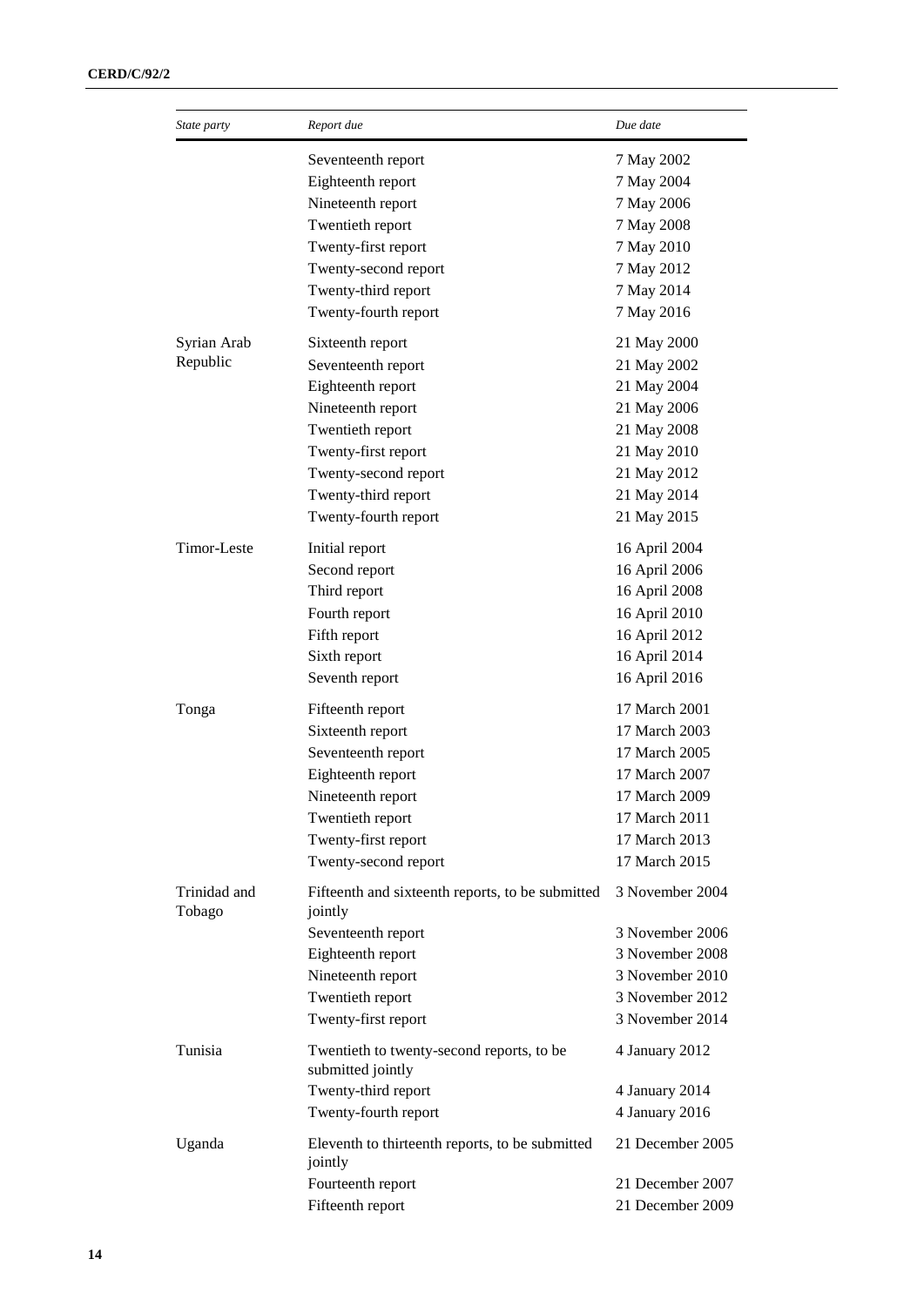| State party | Report due | Due date |
| --- | --- | --- |
| | Seventeenth report | 7 May 2002 |
| | Eighteenth report | 7 May 2004 |
| | Nineteenth report | 7 May 2006 |
| | Twentieth report | 7 May 2008 |
| | Twenty-first report | 7 May 2010 |
| | Twenty-second report | 7 May 2012 |
| | Twenty-third report | 7 May 2014 |
| | Twenty-fourth report | 7 May 2016 |
| Syrian Arab Republic | Sixteenth report | 21 May 2000 |
| | Seventeenth report | 21 May 2002 |
| | Eighteenth report | 21 May 2004 |
| | Nineteenth report | 21 May 2006 |
| | Twentieth report | 21 May 2008 |
| | Twenty-first report | 21 May 2010 |
| | Twenty-second report | 21 May 2012 |
| | Twenty-third report | 21 May 2014 |
| | Twenty-fourth report | 21 May 2015 |
| Timor-Leste | Initial report | 16 April 2004 |
| | Second report | 16 April 2006 |
| | Third report | 16 April 2008 |
| | Fourth report | 16 April 2010 |
| | Fifth report | 16 April 2012 |
| | Sixth report | 16 April 2014 |
| | Seventh report | 16 April 2016 |
| Tonga | Fifteenth report | 17 March 2001 |
| | Sixteenth report | 17 March 2003 |
| | Seventeenth report | 17 March 2005 |
| | Eighteenth report | 17 March 2007 |
| | Nineteenth report | 17 March 2009 |
| | Twentieth report | 17 March 2011 |
| | Twenty-first report | 17 March 2013 |
| | Twenty-second report | 17 March 2015 |
| Trinidad and Tobago | Fifteenth and sixteenth reports, to be submitted jointly | 3 November 2004 |
| | Seventeenth report | 3 November 2006 |
| | Eighteenth report | 3 November 2008 |
| | Nineteenth report | 3 November 2010 |
| | Twentieth report | 3 November 2012 |
| | Twenty-first report | 3 November 2014 |
| Tunisia | Twentieth to twenty-second reports, to be submitted jointly | 4 January 2012 |
| | Twenty-third report | 4 January 2014 |
| | Twenty-fourth report | 4 January 2016 |
| Uganda | Eleventh to thirteenth reports, to be submitted jointly | 21 December 2005 |
| | Fourteenth report | 21 December 2007 |
| | Fifteenth report | 21 December 2009 |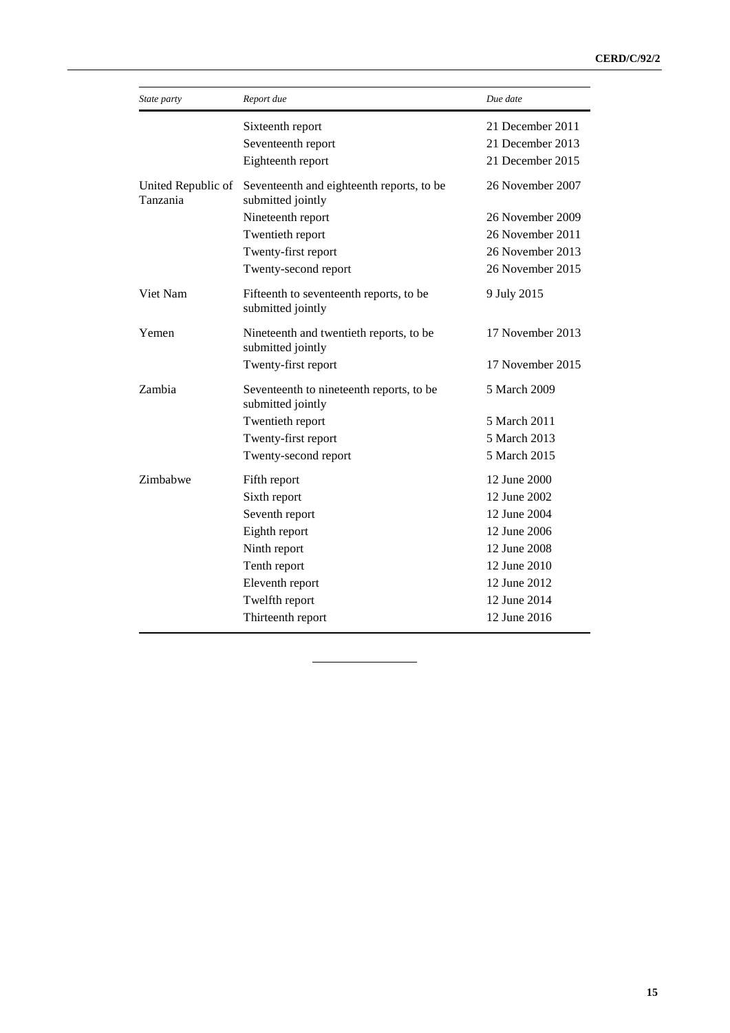| *State party* | *Report due* | *Due date* |
|---|---|---|
| | Sixteenth report | 21 December 2011 |
| | Seventeenth report | 21 December 2013 |
| | Eighteenth report | 21 December 2015 |
| United Republic of Tanzania | Seventeenth and eighteenth reports, to be submitted jointly | 26 November 2007 |
| | Nineteenth report | 26 November 2009 |
| | Twentieth report | 26 November 2011 |
| | Twenty-first report | 26 November 2013 |
| | Twenty-second report | 26 November 2015 |
| Viet Nam | Fifteenth to seventeenth reports, to be submitted jointly | 9 July 2015 |
| Yemen | Nineteenth and twentieth reports, to be submitted jointly | 17 November 2013 |
| | Twenty-first report | 17 November 2015 |
| Zambia | Seventeenth to nineteenth reports, to be submitted jointly | 5 March 2009 |
| | Twentieth report | 5 March 2011 |
| | Twenty-first report | 5 March 2013 |
| | Twenty-second report | 5 March 2015 |
| Zimbabwe | Fifth report | 12 June 2000 |
| | Sixth report | 12 June 2002 |
| | Seventh report | 12 June 2004 |
| | Eighth report | 12 June 2006 |
| | Ninth report | 12 June 2008 |
| | Tenth report | 12 June 2010 |
| | Eleventh report | 12 June 2012 |
| | Twelfth report | 12 June 2014 |
| | Thirteenth report | 12 June 2016 |